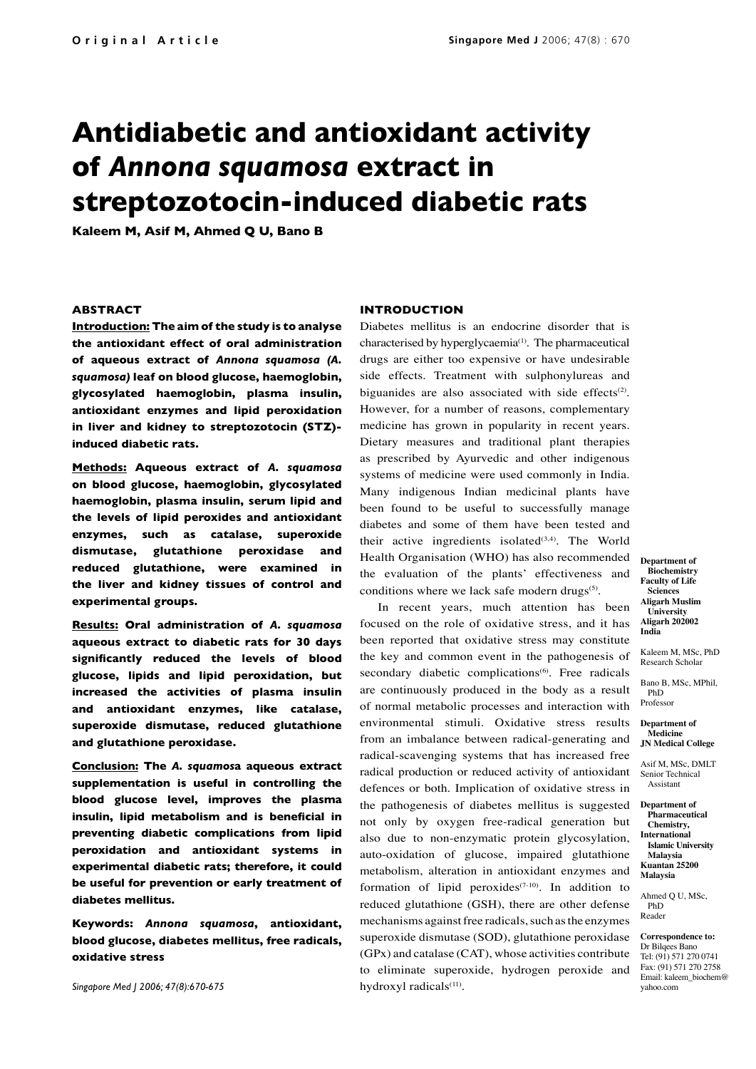Original Article

# Antidiabetic and antioxidant activity of *Annona squamosa* extract in streptozotocin-induced diabetic rats

**Kaleem M, Asif M, Ahmed Q U, Bano B**

### ABSTRACT

**Introduction: The aim of the study is to analyse the antioxidant effect of oral administration of aqueous extract of *Annona squamosa (A. squamosa)* leaf on blood glucose, haemoglobin, glycosylated haemoglobin, plasma insulin, antioxidant enzymes and lipid peroxidation in liver and kidney to streptozotocin (STZ)-induced diabetic rats.**

**Methods: Aqueous extract of *A. squamosa* on blood glucose, haemoglobin, glycosylated haemoglobin, plasma insulin, serum lipid and the levels of lipid peroxides and antioxidant enzymes, such as catalase, superoxide dismutase, glutathione peroxidase and reduced glutathione, were examined in the liver and kidney tissues of control and experimental groups.**

**Results: Oral administration of *A. squamosa* aqueous extract to diabetic rats for 30 days significantly reduced the levels of blood glucose, lipids and lipid peroxidation, but increased the activities of plasma insulin and antioxidant enzymes, like catalase, superoxide dismutase, reduced glutathione and glutathione peroxidase.**

**Conclusion: The *A. squamosa* aqueous extract supplementation is useful in controlling the blood glucose level, improves the plasma insulin, lipid metabolism and is beneficial in preventing diabetic complications from lipid peroxidation and antioxidant systems in experimental diabetic rats; therefore, it could be useful for prevention or early treatment of diabetes mellitus.**

**Keywords: *Annona squamosa*, antioxidant, blood glucose, diabetes mellitus, free radicals, oxidative stress**

*Singapore Med J 2006; 47(8):670-675*

### INTRODUCTION

Diabetes mellitus is an endocrine disorder that is characterised by hyperglycaemia[1]. The pharmaceutical drugs are either too expensive or have undesirable side effects. Treatment with sulphonylureas and biguanides are also associated with side effects[2]. However, for a number of reasons, complementary medicine has grown in popularity in recent years. Dietary measures and traditional plant therapies as prescribed by Ayurvedic and other indigenous systems of medicine were used commonly in India. Many indigenous Indian medicinal plants have been found to be useful to successfully manage diabetes and some of them have been tested and their active ingredients isolated[3,4]. The World Health Organisation (WHO) has also recommended the evaluation of the plants' effectiveness and conditions where we lack safe modern drugs[5].

In recent years, much attention has been focused on the role of oxidative stress, and it has been reported that oxidative stress may constitute the key and common event in the pathogenesis of secondary diabetic complications[6]. Free radicals are continuously produced in the body as a result of normal metabolic processes and interaction with environmental stimuli. Oxidative stress results from an imbalance between radical-generating and radical-scavenging systems that has increased free radical production or reduced activity of antioxidant defences or both. Implication of oxidative stress in the pathogenesis of diabetes mellitus is suggested not only by oxygen free-radical generation but also due to non-enzymatic protein glycosylation, auto-oxidation of glucose, impaired glutathione metabolism, alteration in antioxidant enzymes and formation of lipid peroxides[7-10]. In addition to reduced glutathione (GSH), there are other defense mechanisms against free radicals, such as the enzymes superoxide dismutase (SOD), glutathione peroxidase (GPx) and catalase (CAT), whose activities contribute to eliminate superoxide, hydrogen peroxide and hydroxyl radicals[11].

**Department of Biochemistry**
**Faculty of Life Sciences**
**Aligarh Muslim University**
**Aligarh 202002**
**India**

Kaleem M, MSc, PhD
Research Scholar

Bano B, MSc, MPhil, PhD
Professor

**Department of Medicine**
**JN Medical College**

Asif M, MSc, DMLT
Senior Technical Assistant

**Department of Pharmaceutical Chemistry,**
**International Islamic University Malaysia**
**Kuantan 25200**
**Malaysia**

Ahmed Q U, MSc, PhD
Reader

**Correspondence to:**
Dr Bilqees Bano
Tel: (91) 571 270 0741
Fax: (91) 571 270 2758
Email: kaleem_biochem@yahoo.com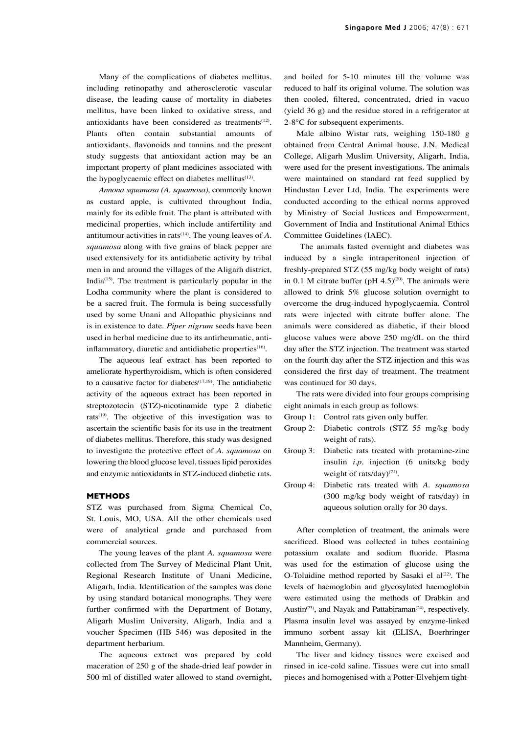Many of the complications of diabetes mellitus, including retinopathy and atherosclerotic vascular disease, the leading cause of mortality in diabetes mellitus, have been linked to oxidative stress, and antioxidants have been considered as treatments[12]. Plants often contain substantial amounts of antioxidants, flavonoids and tannins and the present study suggests that antioxidant action may be an important property of plant medicines associated with the hypoglycaemic effect on diabetes mellitus[13].

*Annona squamosa (A. squamosa)*, commonly known as custard apple, is cultivated throughout India, mainly for its edible fruit. The plant is attributed with medicinal properties, which include antifertility and antitumour activities in rats[14]. The young leaves of *A. squamosa* along with five grains of black pepper are used extensively for its antidiabetic activity by tribal men in and around the villages of the Aligarh district, India[15]. The treatment is particularly popular in the Lodha community where the plant is considered to be a sacred fruit. The formula is being successfully used by some Unani and Allopathic physicians and is in existence to date. *Piper nigrum* seeds have been used in herbal medicine due to its antirheumatic, anti-inflammatory, diuretic and antidiabetic properties[16].

The aqueous leaf extract has been reported to ameliorate hyperthyroidism, which is often considered to a causative factor for diabetes[17,18]. The antidiabetic activity of the aqueous extract has been reported in streptozotocin (STZ)-nicotinamide type 2 diabetic rats[19]. The objective of this investigation was to ascertain the scientific basis for its use in the treatment of diabetes mellitus. Therefore, this study was designed to investigate the protective effect of *A. squamosa* on lowering the blood glucose level, tissues lipid peroxides and enzymic antioxidants in STZ-induced diabetic rats.

## METHODS

STZ was purchased from Sigma Chemical Co, St. Louis, MO, USA. All the other chemicals used were of analytical grade and purchased from commercial sources.

The young leaves of the plant *A. squamosa* were collected from The Survey of Medicinal Plant Unit, Regional Research Institute of Unani Medicine, Aligarh, India. Identification of the samples was done by using standard botanical monographs. They were further confirmed with the Department of Botany, Aligarh Muslim University, Aligarh, India and a voucher Specimen (HB 546) was deposited in the department herbarium.

The aqueous extract was prepared by cold maceration of 250 g of the shade-dried leaf powder in 500 ml of distilled water allowed to stand overnight, and boiled for 5-10 minutes till the volume was reduced to half its original volume. The solution was then cooled, filtered, concentrated, dried in vacuo (yield 36 g) and the residue stored in a refrigerator at 2-8°C for subsequent experiments.

Male albino Wistar rats, weighing 150-180 g obtained from Central Animal house, J.N. Medical College, Aligarh Muslim University, Aligarh, India, were used for the present investigations. The animals were maintained on standard rat feed supplied by Hindustan Lever Ltd, India. The experiments were conducted according to the ethical norms approved by Ministry of Social Justices and Empowerment, Government of India and Institutional Animal Ethics Committee Guidelines (IAEC).

The animals fasted overnight and diabetes was induced by a single intraperitoneal injection of freshly-prepared STZ (55 mg/kg body weight of rats) in 0.1 M citrate buffer (pH 4.5)[20]. The animals were allowed to drink 5% glucose solution overnight to overcome the drug-induced hypoglycaemia. Control rats were injected with citrate buffer alone. The animals were considered as diabetic, if their blood glucose values were above 250 mg/dL on the third day after the STZ injection. The treatment was started on the fourth day after the STZ injection and this was considered the first day of treatment. The treatment was continued for 30 days.

The rats were divided into four groups comprising eight animals in each group as follows:

- Group 1: Control rats given only buffer.
- Group 2: Diabetic controls (STZ 55 mg/kg body weight of rats).
- Group 3: Diabetic rats treated with protamine-zinc insulin *i.p.* injection (6 units/kg body weight of rats/day)[21].
- Group 4: Diabetic rats treated with *A. squamosa* (300 mg/kg body weight of rats/day) in aqueous solution orally for 30 days.

After completion of treatment, the animals were sacrificed. Blood was collected in tubes containing potassium oxalate and sodium fluoride. Plasma was used for the estimation of glucose using the O-Toluidine method reported by Sasaki el al[22]. The levels of haemoglobin and glycosylated haemoglobin were estimated using the methods of Drabkin and Austin[23], and Nayak and Pattabiraman[24], respectively. Plasma insulin level was assayed by enzyme-linked immuno sorbent assay kit (ELISA, Boerhringer Mannheim, Germany).

The liver and kidney tissues were excised and rinsed in ice-cold saline. Tissues were cut into small pieces and homogenised with a Potter-Elvehjem tight-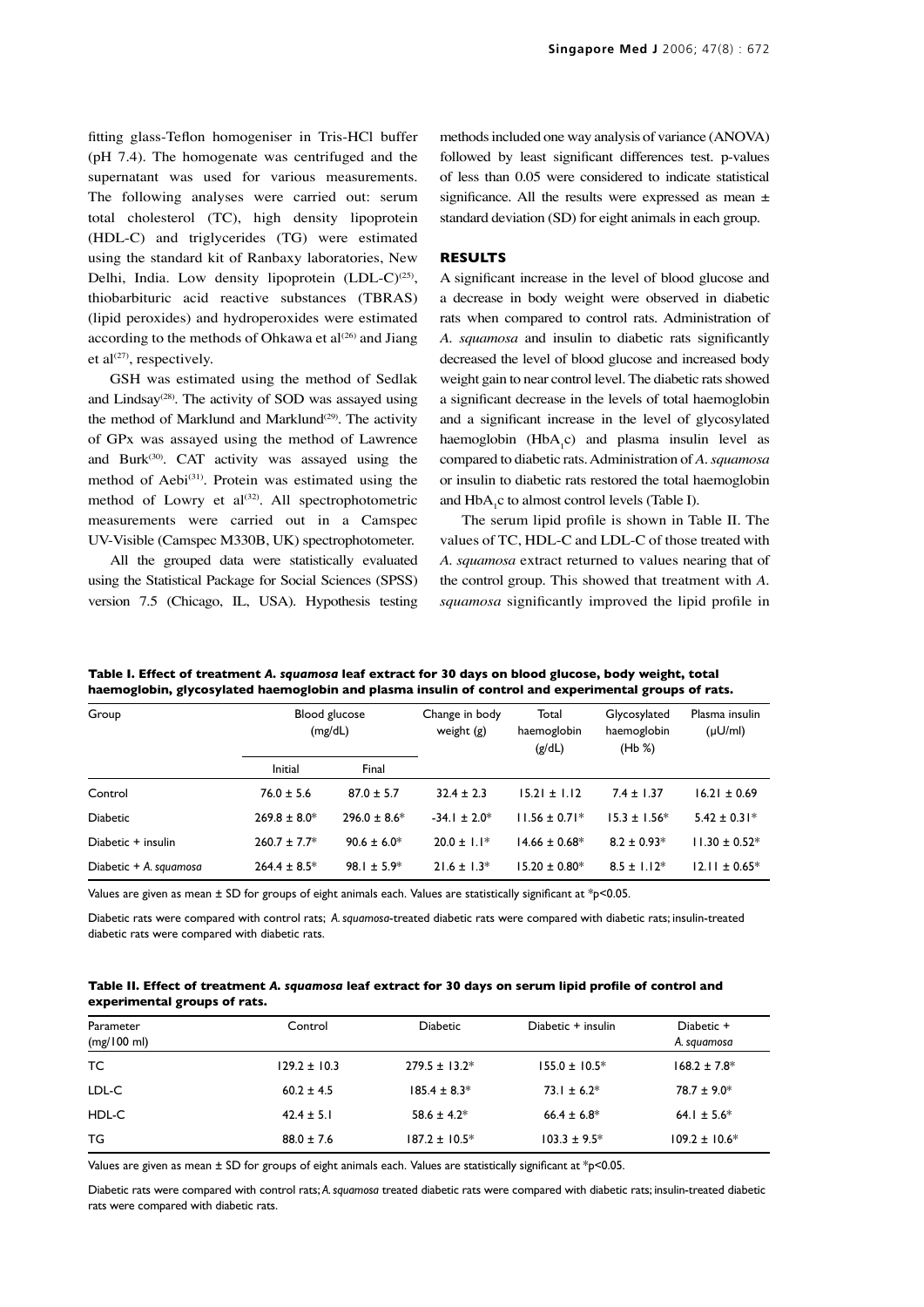fitting glass-Teflon homogeniser in Tris-HCl buffer (pH 7.4). The homogenate was centrifuged and the supernatant was used for various measurements. The following analyses were carried out: serum total cholesterol (TC), high density lipoprotein (HDL-C) and triglycerides (TG) were estimated using the standard kit of Ranbaxy laboratories, New Delhi, India. Low density lipoprotein (LDL-C)[25], thiobarbituric acid reactive substances (TBRAS) (lipid peroxides) and hydroperoxides were estimated according to the methods of Ohkawa et al[26] and Jiang et al[27], respectively.

GSH was estimated using the method of Sedlak and Lindsay[28]. The activity of SOD was assayed using the method of Marklund and Marklund[29]. The activity of GPx was assayed using the method of Lawrence and Burk[30]. CAT activity was assayed using the method of Aebi[31]. Protein was estimated using the method of Lowry et al[32]. All spectrophotometric measurements were carried out in a Camspec UV-Visible (Camspec M330B, UK) spectrophotometer.

All the grouped data were statistically evaluated using the Statistical Package for Social Sciences (SPSS) version 7.5 (Chicago, IL, USA). Hypothesis testing methods included one way analysis of variance (ANOVA) followed by least significant differences test. p-values of less than 0.05 were considered to indicate statistical significance. All the results were expressed as mean ± standard deviation (SD) for eight animals in each group.

## RESULTS

A significant increase in the level of blood glucose and a decrease in body weight were observed in diabetic rats when compared to control rats. Administration of *A. squamosa* and insulin to diabetic rats significantly decreased the level of blood glucose and increased body weight gain to near control level. The diabetic rats showed a significant decrease in the levels of total haemoglobin and a significant increase in the level of glycosylated haemoglobin ($HbA_1c$) and plasma insulin level as compared to diabetic rats. Administration of *A. squamosa* or insulin to diabetic rats restored the total haemoglobin and $HbA_1c$ to almost control levels (Table I).

The serum lipid profile is shown in Table II. The values of TC, HDL-C and LDL-C of those treated with *A. squamosa* extract returned to values nearing that of the control group. This showed that treatment with *A. squamosa* significantly improved the lipid profile in

**Table I. Effect of treatment *A. squamosa* leaf extract for 30 days on blood glucose, body weight, total haemoglobin, glycosylated haemoglobin and plasma insulin of control and experimental groups of rats.**

| Group | Blood glucose (mg/dL) | | Change in body weight (g) | Total haemoglobin (g/dL) | Glycosylated haemoglobin (Hb %) | Plasma insulin (μU/ml) |
|---|---|---|---|---|---|---|
| | Initial | Final | | | | |
| Control | 76.0 ± 5.6 | 87.0 ± 5.7 | 32.4 ± 2.3 | 15.21 ± 1.12 | 7.4 ± 1.37 | 16.21 ± 0.69 |
| Diabetic | 269.8 ± 8.0* | 296.0 ± 8.6* | -34.1 ± 2.0* | 11.56 ± 0.71* | 15.3 ± 1.56* | 5.42 ± 0.31* |
| Diabetic + insulin | 260.7 ± 7.7* | 90.6 ± 6.0* | 20.0 ± 1.1* | 14.66 ± 0.68* | 8.2 ± 0.93* | 11.30 ± 0.52* |
| Diabetic + *A. squamosa* | 264.4 ± 8.5* | 98.1 ± 5.9* | 21.6 ± 1.3* | 15.20 ± 0.80* | 8.5 ± 1.12* | 12.11 ± 0.65* |

Values are given as mean ± SD for groups of eight animals each. Values are statistically significant at *$p<0.05$.

Diabetic rats were compared with control rats; *A. squamosa*-treated diabetic rats were compared with diabetic rats; insulin-treated diabetic rats were compared with diabetic rats.

**Table II. Effect of treatment *A. squamosa* leaf extract for 30 days on serum lipid profile of control and experimental groups of rats.**

| Parameter (mg/100 ml) | Control | Diabetic | Diabetic + insulin | Diabetic + *A. squamosa* |
|---|---|---|---|---|
| TC | 129.2 ± 10.3 | 279.5 ± 13.2* | 155.0 ± 10.5* | 168.2 ± 7.8* |
| LDL-C | 60.2 ± 4.5 | 185.4 ± 8.3* | 73.1 ± 6.2* | 78.7 ± 9.0* |
| HDL-C | 42.4 ± 5.1 | 58.6 ± 4.2* | 66.4 ± 6.8* | 64.1 ± 5.6* |
| TG | 88.0 ± 7.6 | 187.2 ± 10.5* | 103.3 ± 9.5* | 109.2 ± 10.6* |

Values are given as mean ± SD for groups of eight animals each. Values are statistically significant at *$p<0.05$.

Diabetic rats were compared with control rats; *A. squamosa* treated diabetic rats were compared with diabetic rats; insulin-treated diabetic rats were compared with diabetic rats.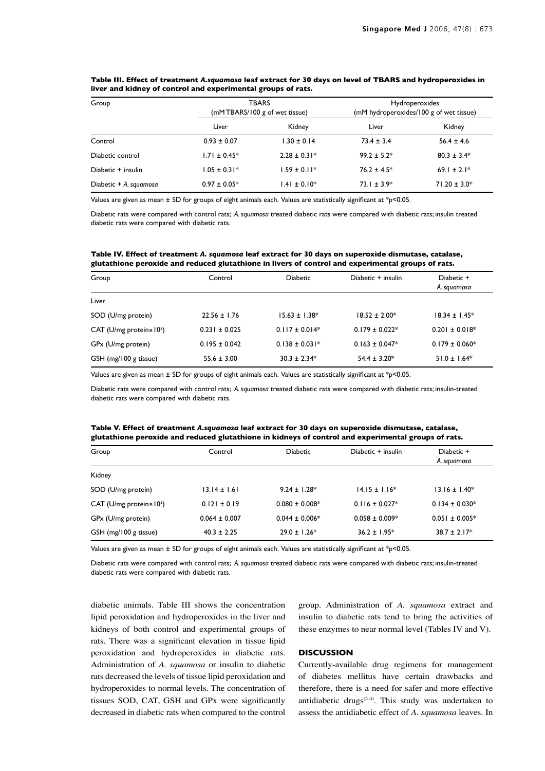**Table III. Effect of treatment *A.squamosa* leaf extract for 30 days on level of TBARS and hydroperoxides in liver and kidney of control and experimental groups of rats.**

| Group | TBARS (mM TBARS/100 g of wet tissue) | | Hydroperoxides (mM hydroperoxides/100 g of wet tissue) | |
|---|---|---|---|---|
| | Liver | Kidney | Liver | Kidney |
| Control | 0.93 ± 0.07 | 1.30 ± 0.14 | 73.4 ± 3.4 | 56.4 ± 4.6 |
| Diabetic control | 1.71 ± 0.45* | 2.28 ± 0.31* | 99.2 ± 5.2* | 80.3 ± 3.4* |
| Diabetic + insulin | 1.05 ± 0.31* | 1.59 ± 0.11* | 76.2 ± 4.5* | 69.1 ± 2.1* |
| Diabetic + *A. squamosa* | 0.97 ± 0.05* | 1.41 ± 0.10* | 73.1 ± 3.9* | 71.20 ± 3.0* |

Values are given as mean ± SD for groups of eight animals each. Values are statistically significant at *$p<0.05$.

Diabetic rats were compared with control rats; *A. squamosa* treated diabetic rats were compared with diabetic rats; insulin treated diabetic rats were compared with diabetic rats.

**Table IV. Effect of treatment *A. squamosa* leaf extract for 30 days on superoxide dismutase, catalase, glutathione peroxide and reduced glutathione in livers of control and experimental groups of rats.**

| Group | Control | Diabetic | Diabetic + insulin | Diabetic + *A. squamosa* |
|---|---|---|---|---|
| Liver | | | | |
| SOD (U/mg protein) | 22.56 ± 1.76 | 15.63 ± 1.38* | 18.52 ± 2.00* | 18.34 ± 1.45* |
| CAT (U/mg protein$\times 10^3$) | 0.231 ± 0.025 | 0.117 ± 0.014* | 0.179 ± 0.022* | 0.201 ± 0.018* |
| GPx (U/mg protein) | 0.195 ± 0.042 | 0.138 ± 0.031* | 0.163 ± 0.047* | 0.179 ± 0.060* |
| GSH (mg/100 g tissue) | 55.6 ± 3.00 | 30.3 ± 2.34* | 54.4 ± 3.20* | 51.0 ± 1.64* |

Values are given as mean ± SD for groups of eight animals each. Values are statistically significant at *$p<0.05$.

Diabetic rats were compared with control rats; *A. squamosa* treated diabetic rats were compared with diabetic rats; insulin-treated diabetic rats were compared with diabetic rats.

**Table V. Effect of treatment *A.squamosa* leaf extract for 30 days on superoxide dismutase, catalase, glutathione peroxide and reduced glutathione in kidneys of control and experimental groups of rats.**

| Group | Control | Diabetic | Diabetic + insulin | Diabetic + *A. squamosa* |
|---|---|---|---|---|
| Kidney | | | | |
| SOD (U/mg protein) | 13.14 ± 1.61 | 9.24 ± 1.28* | 14.15 ± 1.16* | 13.16 ± 1.40* |
| CAT (U/mg protein$\times 10^3$) | 0.121 ± 0.19 | 0.080 ± 0.008* | 0.116 ± 0.027* | 0.134 ± 0.030* |
| GPx (U/mg protein) | 0.064 ± 0.007 | 0.044 ± 0.006* | 0.058 ± 0.009* | 0.051 ± 0.005* |
| GSH (mg/100 g tissue) | 40.3 ± 2.25 | 29.0 ± 1.26* | 36.2 ± 1.95* | 38.7 ± 2.17* |

Values are given as mean ± SD for groups of eight animals each. Values are statistically significant at *$p<0.05$.

Diabetic rats were compared with control rats; *A. squamosa* treated diabetic rats were compared with diabetic rats; insulin-treated diabetic rats were compared with diabetic rats.

diabetic animals. Table III shows the concentration lipid peroxidation and hydroperoxides in the liver and kidneys of both control and experimental groups of rats. There was a significant elevation in tissue lipid peroxidation and hydroperoxides in diabetic rats. Administration of *A. squamosa* or insulin to diabetic rats decreased the levels of tissue lipid peroxidation and hydroperoxides to normal levels. The concentration of tissues SOD, CAT, GSH and GPx were significantly decreased in diabetic rats when compared to the control group. Administration of *A. squamosa* extract and insulin to diabetic rats tend to bring the activities of these enzymes to near normal level (Tables IV and V).

## DISCUSSION

Currently-available drug regimens for management of diabetes mellitus have certain drawbacks and therefore, there is a need for safer and more effective antidiabetic drugs[2-4]. This study was undertaken to assess the antidiabetic effect of *A. squamosa* leaves. In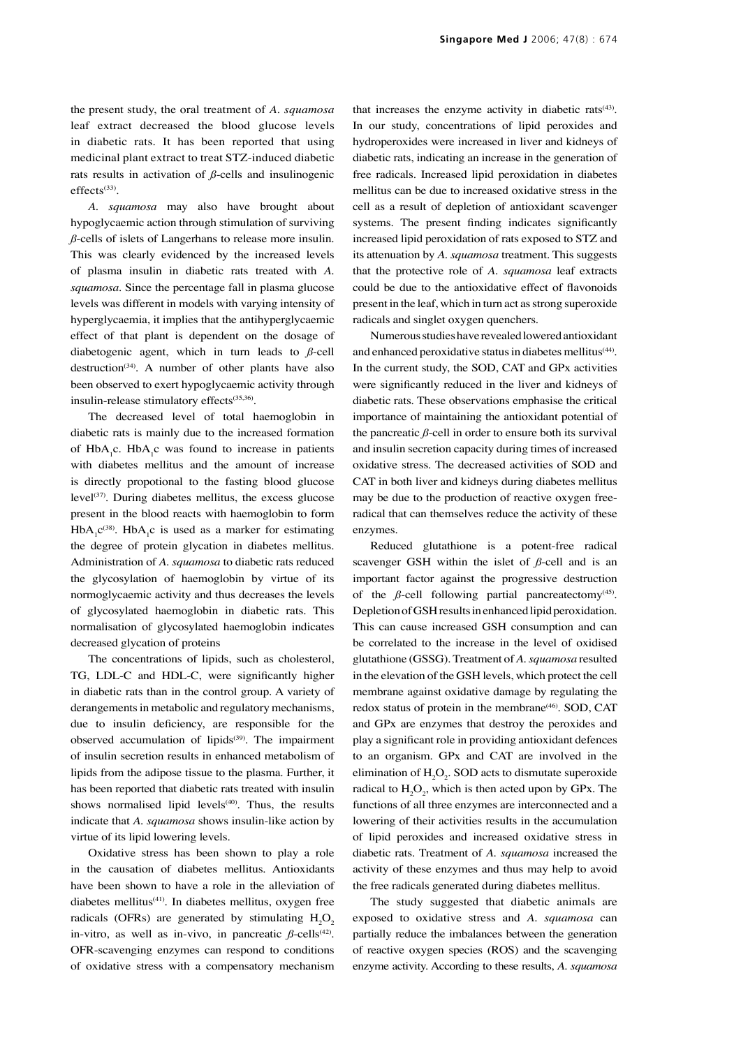the present study, the oral treatment of *A. squamosa* leaf extract decreased the blood glucose levels in diabetic rats. It has been reported that using medicinal plant extract to treat STZ-induced diabetic rats results in activation of *β*-cells and insulinogenic effects[33].

*A. squamosa* may also have brought about hypoglycaemic action through stimulation of surviving *β*-cells of islets of Langerhans to release more insulin. This was clearly evidenced by the increased levels of plasma insulin in diabetic rats treated with *A. squamosa*. Since the percentage fall in plasma glucose levels was different in models with varying intensity of hyperglycaemia, it implies that the antihyperglycaemic effect of that plant is dependent on the dosage of diabetogenic agent, which in turn leads to *β*-cell destruction[34]. A number of other plants have also been observed to exert hypoglycaemic activity through insulin-release stimulatory effects[35,36].

The decreased level of total haemoglobin in diabetic rats is mainly due to the increased formation of $HbA_1c$. $HbA_1c$ was found to increase in patients with diabetes mellitus and the amount of increase is directly propotional to the fasting blood glucose level[37]. During diabetes mellitus, the excess glucose present in the blood reacts with haemoglobin to form $HbA_1c$[38]. $HbA_1c$ is used as a marker for estimating the degree of protein glycation in diabetes mellitus. Administration of *A. squamosa* to diabetic rats reduced the glycosylation of haemoglobin by virtue of its normoglycaemic activity and thus decreases the levels of glycosylated haemoglobin in diabetic rats. This normalisation of glycosylated haemoglobin indicates decreased glycation of proteins

The concentrations of lipids, such as cholesterol, TG, LDL-C and HDL-C, were significantly higher in diabetic rats than in the control group. A variety of derangements in metabolic and regulatory mechanisms, due to insulin deficiency, are responsible for the observed accumulation of lipids[39]. The impairment of insulin secretion results in enhanced metabolism of lipids from the adipose tissue to the plasma. Further, it has been reported that diabetic rats treated with insulin shows normalised lipid levels[40]. Thus, the results indicate that *A. squamosa* shows insulin-like action by virtue of its lipid lowering levels.

Oxidative stress has been shown to play a role in the causation of diabetes mellitus. Antioxidants have been shown to have a role in the alleviation of diabetes mellitus[41]. In diabetes mellitus, oxygen free radicals (OFRs) are generated by stimulating $H_2O_2$ in-vitro, as well as in-vivo, in pancreatic *β*-cells[42]. OFR-scavenging enzymes can respond to conditions of oxidative stress with a compensatory mechanism that increases the enzyme activity in diabetic rats[43]. In our study, concentrations of lipid peroxides and hydroperoxides were increased in liver and kidneys of diabetic rats, indicating an increase in the generation of free radicals. Increased lipid peroxidation in diabetes mellitus can be due to increased oxidative stress in the cell as a result of depletion of antioxidant scavenger systems. The present finding indicates significantly increased lipid peroxidation of rats exposed to STZ and its attenuation by *A. squamosa* treatment. This suggests that the protective role of *A. squamosa* leaf extracts could be due to the antioxidative effect of flavonoids present in the leaf, which in turn act as strong superoxide radicals and singlet oxygen quenchers.

Numerous studies have revealed lowered antioxidant and enhanced peroxidative status in diabetes mellitus[44]. In the current study, the SOD, CAT and GPx activities were significantly reduced in the liver and kidneys of diabetic rats. These observations emphasise the critical importance of maintaining the antioxidant potential of the pancreatic *β*-cell in order to ensure both its survival and insulin secretion capacity during times of increased oxidative stress. The decreased activities of SOD and CAT in both liver and kidneys during diabetes mellitus may be due to the production of reactive oxygen free-radical that can themselves reduce the activity of these enzymes.

Reduced glutathione is a potent-free radical scavenger GSH within the islet of *β*-cell and is an important factor against the progressive destruction of the *β*-cell following partial pancreatectomy[45]. Depletion of GSH results in enhanced lipid peroxidation. This can cause increased GSH consumption and can be correlated to the increase in the level of oxidised glutathione (GSSG). Treatment of *A. squamosa* resulted in the elevation of the GSH levels, which protect the cell membrane against oxidative damage by regulating the redox status of protein in the membrane[46]. SOD, CAT and GPx are enzymes that destroy the peroxides and play a significant role in providing antioxidant defences to an organism. GPx and CAT are involved in the elimination of $H_2O_2$. SOD acts to dismutate superoxide radical to $H_2O_2$, which is then acted upon by GPx. The functions of all three enzymes are interconnected and a lowering of their activities results in the accumulation of lipid peroxides and increased oxidative stress in diabetic rats. Treatment of *A. squamosa* increased the activity of these enzymes and thus may help to avoid the free radicals generated during diabetes mellitus.

The study suggested that diabetic animals are exposed to oxidative stress and *A. squamosa* can partially reduce the imbalances between the generation of reactive oxygen species (ROS) and the scavenging enzyme activity. According to these results, *A. squamosa*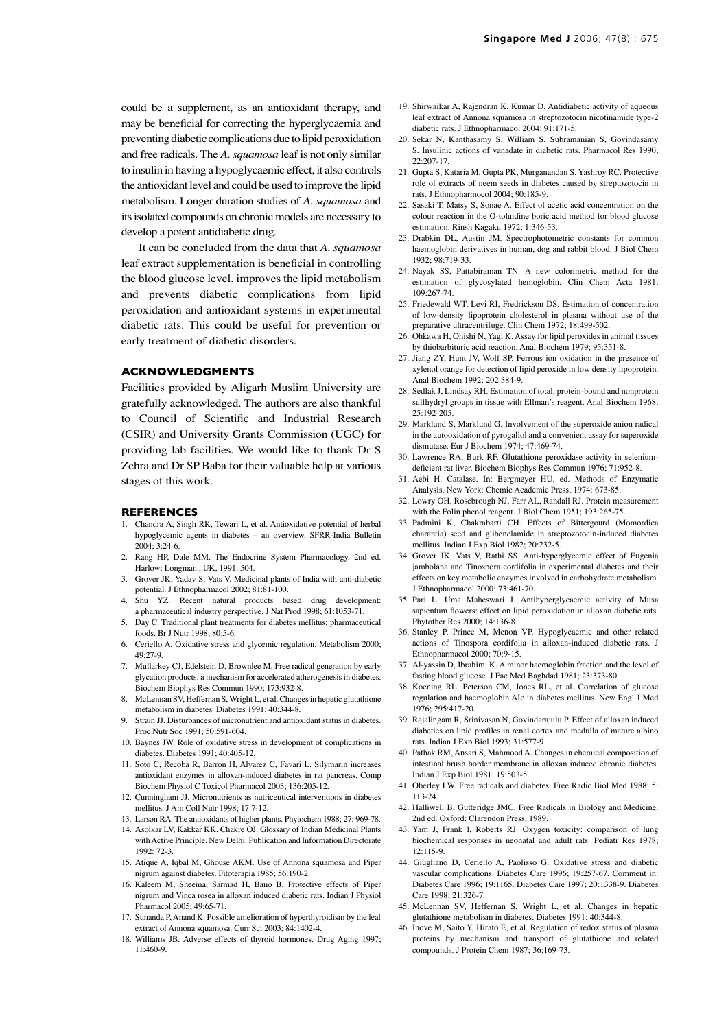could be a supplement, as an antioxidant therapy, and may be beneficial for correcting the hyperglycaemia and preventing diabetic complications due to lipid peroxidation and free radicals. The *A. squamosa* leaf is not only similar to insulin in having a hypoglycaemic effect, it also controls the antioxidant level and could be used to improve the lipid metabolism. Longer duration studies of *A. squamosa* and its isolated compounds on chronic models are necessary to develop a potent antidiabetic drug.

It can be concluded from the data that *A. squamosa* leaf extract supplementation is beneficial in controlling the blood glucose level, improves the lipid metabolism and prevents diabetic complications from lipid peroxidation and antioxidant systems in experimental diabetic rats. This could be useful for prevention or early treatment of diabetic disorders.

## ACKNOWLEDGMENTS

Facilities provided by Aligarh Muslim University are gratefully acknowledged. The authors are also thankful to Council of Scientific and Industrial Research (CSIR) and University Grants Commission (UGC) for providing lab facilities. We would like to thank Dr S Zehra and Dr SP Baba for their valuable help at various stages of this work.

## REFERENCES

1. Chandra A, Singh RK, Tewari L, et al. Antioxidative potential of herbal hypoglycemic agents in diabetes – an overview. SFRR-India Bulletin 2004; 3:24-6.
2. Rang HP, Dale MM. The Endocrine System Pharmacology. 2nd ed. Harlow: Longman , UK, 1991: 504.
3. Grover JK, Yadav S, Vats V. Medicinal plants of India with anti-diabetic potential. J Ethnopharmacol 2002; 81:81-100.
4. Shu YZ. Recent natural products based drug development: a pharmaceutical industry perspective. J Nat Prod 1998; 61:1053-71.
5. Day C. Traditional plant treatments for diabetes mellitus: pharmaceutical foods. Br J Nutr 1998; 80:5-6.
6. Ceriello A. Oxidative stress and glycemic regulation. Metabolism 2000; 49:27-9.
7. Mullarkey CJ, Edelstein D, Brownlee M. Free radical generation by early glycation products: a mechanism for accelerated atherogenesis in diabetes. Biochem Biophys Res Commun 1990; 173:932-8.
8. McLennan SV, Heffernan S, Wright L, et al. Changes in hepatic glutathione metabolism in diabetes. Diabetes 1991; 40:344-8.
9. Strain JJ. Disturbances of micronutrient and antioxidant status in diabetes. Proc Nutr Soc 1991; 50:591-604.
10. Baynes JW. Role of oxidative stress in development of complications in diabetes. Diabetes 1991; 40:405-12.
11. Soto C, Recoba R, Barron H, Alvarez C, Favari L. Silymarin increases antioxidant enzymes in alloxan-induced diabetes in rat pancreas. Comp Biochem Physiol C Toxicol Pharmacol 2003; 136:205-12.
12. Cunningham JJ. Micronutrients as nutriceutical interventions in diabetes mellitus. J Am Coll Nutr 1998; 17:7-12.
13. Larson RA. The antioxidants of higher plants. Phytochem 1988; 27: 969-78.
14. Asolkar LV, Kakkar KK, Chakre OJ. Glossary of Indian Medicinal Plants with Active Principle. New Delhi: Publication and Information Directorate 1992: 72-3.
15. Atique A, Iqbal M, Ghouse AKM. Use of Annona squamosa and Piper nigrum against diabetes. Fitoterapia 1985; 56:190-2.
16. Kaleem M, Sheema, Sarmad H, Bano B. Protective effects of Piper nigrum and Vinca rosea in alloxan induced diabetic rats. Indian J Physiol Pharmacol 2005; 49:65-71.
17. Sunanda P, Anand K. Possible amelioration of hyperthyroidism by the leaf extract of Annona squamosa. Curr Sci 2003; 84:1402-4.
18. Williams JB. Adverse effects of thyroid hormones. Drug Aging 1997; 11:460-9.
19. Shirwaikar A, Rajendran K, Kumar D. Antidiabetic activity of aqueous leaf extract of Annona squamosa in streptozotocin nicotinamide type-2 diabetic rats. J Ethnopharmacol 2004; 91:171-5.
20. Sekar N, Kanthasamy S, William S, Subramanian S, Govindasamy S. Insulinic actions of vanadate in diabetic rats. Pharmacol Res 1990; 22:207-17.
21. Gupta S, Kataria M, Gupta PK, Murganandan S, Yashroy RC. Protective role of extracts of neem seeds in diabetes caused by streptozotocin in rats. J Ethnopharmacol 2004; 90:185-9.
22. Sasaki T, Matsy S, Sonae A. Effect of acetic acid concentration on the colour reaction in the O-toluidine boric acid method for blood glucose estimation. Rinsh Kagaku 1972; 1:346-53.
23. Drabkin DL, Austin JM. Spectrophotometric constants for common haemoglobin derivatives in human, dog and rabbit blood. J Biol Chem 1932; 98:719-33.
24. Nayak SS, Pattabiraman TN. A new colorimetric method for the estimation of glycosylated hemoglobin. Clin Chem Acta 1981; 109:267-74.
25. Friedewald WT, Levi RI, Fredrickson DS. Estimation of concentration of low-density lipoprotein cholesterol in plasma without use of the preparative ultracentrifuge. Clin Chem 1972; 18:499-502.
26. Ohkawa H, Ohishi N, Yagi K. Assay for lipid peroxides in animal tissues by thiobarbituric acid reaction. Anal Biochem 1979; 95:351-8.
27. Jiang ZY, Hunt JV, Woff SP. Ferrous ion oxidation in the presence of xylenol orange for detection of lipid peroxide in low density lipoprotein. Anal Biochem 1992; 202:384-9.
28. Sedlak J, Lindsay RH. Estimation of total, protein-bound and nonprotein sulfhydryl groups in tissue with Ellman's reagent. Anal Biochem 1968; 25:192-205.
29. Marklund S, Marklund G. Involvement of the superoxide anion radical in the autooxidation of pyrogallol and a convenient assay for superoxide dismutase. Eur J Biochem 1974; 47:469-74.
30. Lawrence RA, Burk RF. Glutathione peroxidase activity in selenium-deficient rat liver. Biochem Biophys Res Commun 1976; 71:952-8.
31. Aebi H. Catalase. In: Bergmeyer HU, ed. Methods of Enzymatic Analysis. New York: Chemic Academic Press, 1974: 673-85.
32. Lowry OH, Rosebrough NJ, Farr AL, Randall RJ. Protein measurement with the Folin phenol reagent. J Biol Chem 1951; 193:265-75.
33. Padmini K, Chakrabarti CH. Effects of Bittergourd (Momordica charantia) seed and glibenclamide in streptozotocin-induced diabetes mellitus. Indian J Exp Biol 1982; 20:232-5.
34. Grover JK, Vats V, Rathi SS. Anti-hyperglycemic effect of Eugenia jambolana and Tinospora cordifolia in experimental diabetes and their effects on key metabolic enzymes involved in carbohydrate metabolism. J Ethnopharmacol 2000; 73:461-70.
35. Pari L, Uma Maheswari J. Antihyperglycaemic activity of Musa sapientum flowers: effect on lipid peroxidation in alloxan diabetic rats. Phytother Res 2000; 14:136-8.
36. Stanley P, Prince M, Menon VP. Hypoglycaemic and other related actions of Tinospora cordifolia in alloxan-induced diabetic rats. J Ethnopharmacol 2000; 70:9-15.
37. Al-yassin D, Ibrahim, K. A minor haemoglobin fraction and the level of fasting blood glucose. J Fac Med Baghdad 1981; 23:373-80.
38. Koening RL, Peterson CM, Jones RL, et al. Correlation of glucose regulation and haemoglobin AIc in diabetes mellitus. New Engl J Med 1976; 295:417-20.
39. Rajalingam R, Srinivasan N, Govindarajulu P. Effect of alloxan induced diabeties on lipid profiles in renal cortex and medulla of mature albino rats. Indian J Exp Biol 1993; 31:577-9
40. Pathak RM, Ansari S, Mahmood A. Changes in chemical composition of intestinal brush border membrane in alloxan induced chronic diabetes. Indian J Exp Biol 1981; 19:503-5.
41. Oberley LW. Free radicals and diabetes. Free Radic Biol Med 1988; 5: 113-24.
42. Halliwell B, Gutteridge JMC. Free Radicals in Biology and Medicine. 2nd ed. Oxford: Clarendon Press, 1989.
43. Yam J, Frank l, Roberts RJ. Oxygen toxicity: comparison of lung biochemical responses in neonatal and adult rats. Pediatr Res 1978; 12:115-9.
44. Giugliano D, Ceriello A, Paolisso G. Oxidative stress and diabetic vascular complications. Diabetes Care 1996; 19:257-67. Comment in: Diabetes Care 1996; 19:1165. Diabetes Care 1997; 20:1338-9. Diabetes Care 1998; 21:326-7.
45. McLennan SV, Heffernan S, Wright L, et al. Changes in hepatic glutathione metabolism in diabetes. Diabetes 1991; 40:344-8.
46. Inove M, Saito Y, Hirato E, et al. Regulation of redox status of plasma proteins by mechanism and transport of glutathione and related compounds. J Protein Chem 1987; 36:169-73.